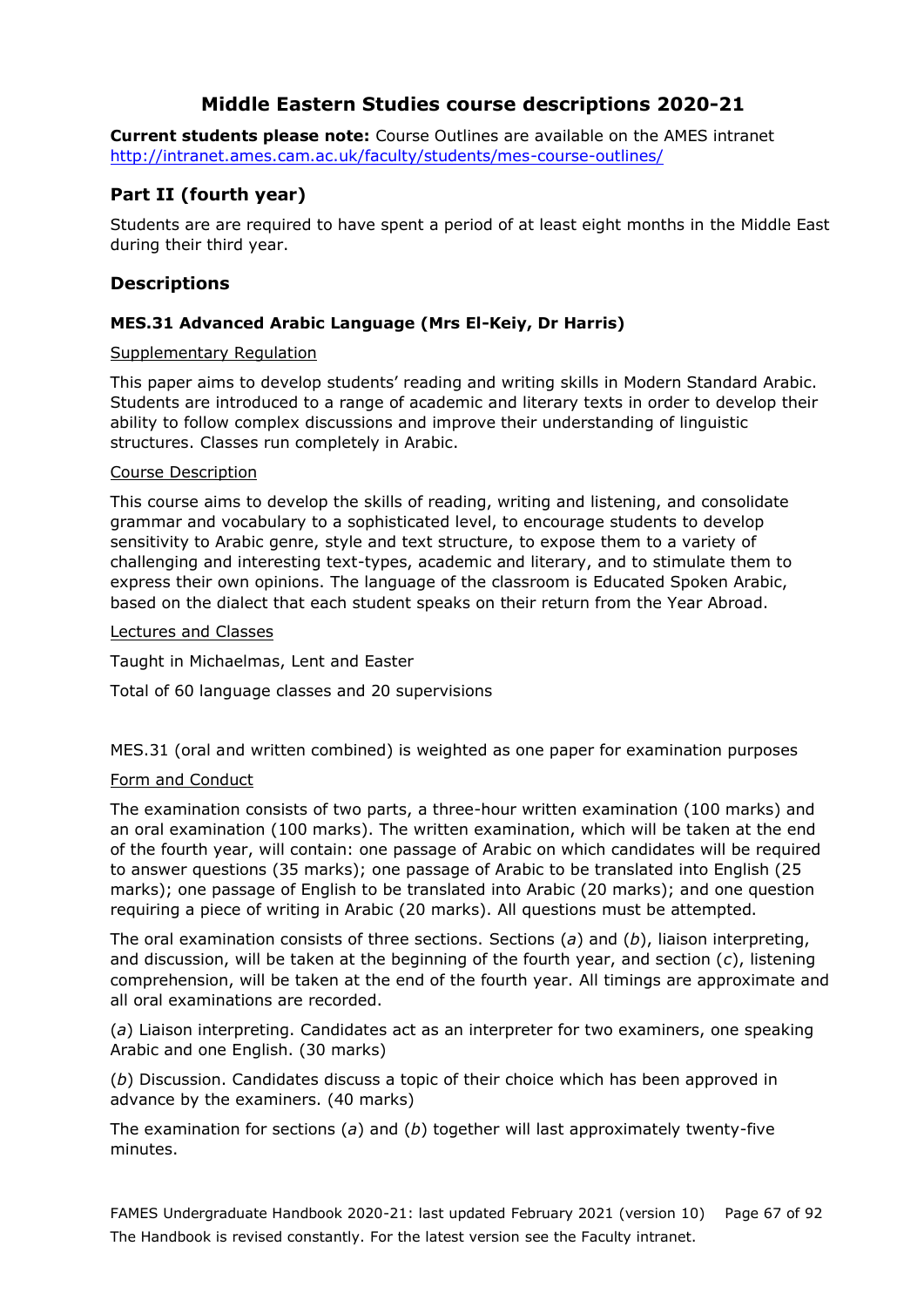# Middle Eastern Studies course descriptions 2020-21

**Current students please note:** Course Outlines are available on the AMES intranet http://intranet.ames.cam.ac.uk/faculty/students/mes-course-outlines/

## Part II (fourth year)

Students are are required to have spent a period of at least eight months in the Middle East during their third year.

## Descriptions

### MES.31 Advanced Arabic Language (Mrs El-Keiy, Dr Harris)

Supplementary Regulation

This paper aims to develop students' reading and writing skills in Modern Standard Arabic. Students are introduced to a range of academic and literary texts in order to develop their ability to follow complex discussions and improve their understanding of linguistic structures. Classes run completely in Arabic.

Course Description

This course aims to develop the skills of reading, writing and listening, and consolidate grammar and vocabulary to a sophisticated level, to encourage students to develop sensitivity to Arabic genre, style and text structure, to expose them to a variety of challenging and interesting text-types, academic and literary, and to stimulate them to express their own opinions. The language of the classroom is Educated Spoken Arabic, based on the dialect that each student speaks on their return from the Year Abroad.

Lectures and Classes

Taught in Michaelmas, Lent and Easter

Total of 60 language classes and 20 supervisions

MES.31 (oral and written combined) is weighted as one paper for examination purposes

Form and Conduct

The examination consists of two parts, a three-hour written examination (100 marks) and an oral examination (100 marks). The written examination, which will be taken at the end of the fourth year, will contain: one passage of Arabic on which candidates will be required to answer questions (35 marks); one passage of Arabic to be translated into English (25 marks); one passage of English to be translated into Arabic (20 marks); and one question requiring a piece of writing in Arabic (20 marks). All questions must be attempted.

The oral examination consists of three sections. Sections (*a*) and (*b*), liaison interpreting, and discussion, will be taken at the beginning of the fourth year, and section (*c*), listening comprehension, will be taken at the end of the fourth year. All timings are approximate and all oral examinations are recorded.

(*a*) Liaison interpreting. Candidates act as an interpreter for two examiners, one speaking Arabic and one English. (30 marks)

(*b*) Discussion. Candidates discuss a topic of their choice which has been approved in advance by the examiners. (40 marks)

The examination for sections (*a*) and (*b*) together will last approximately twenty-five minutes.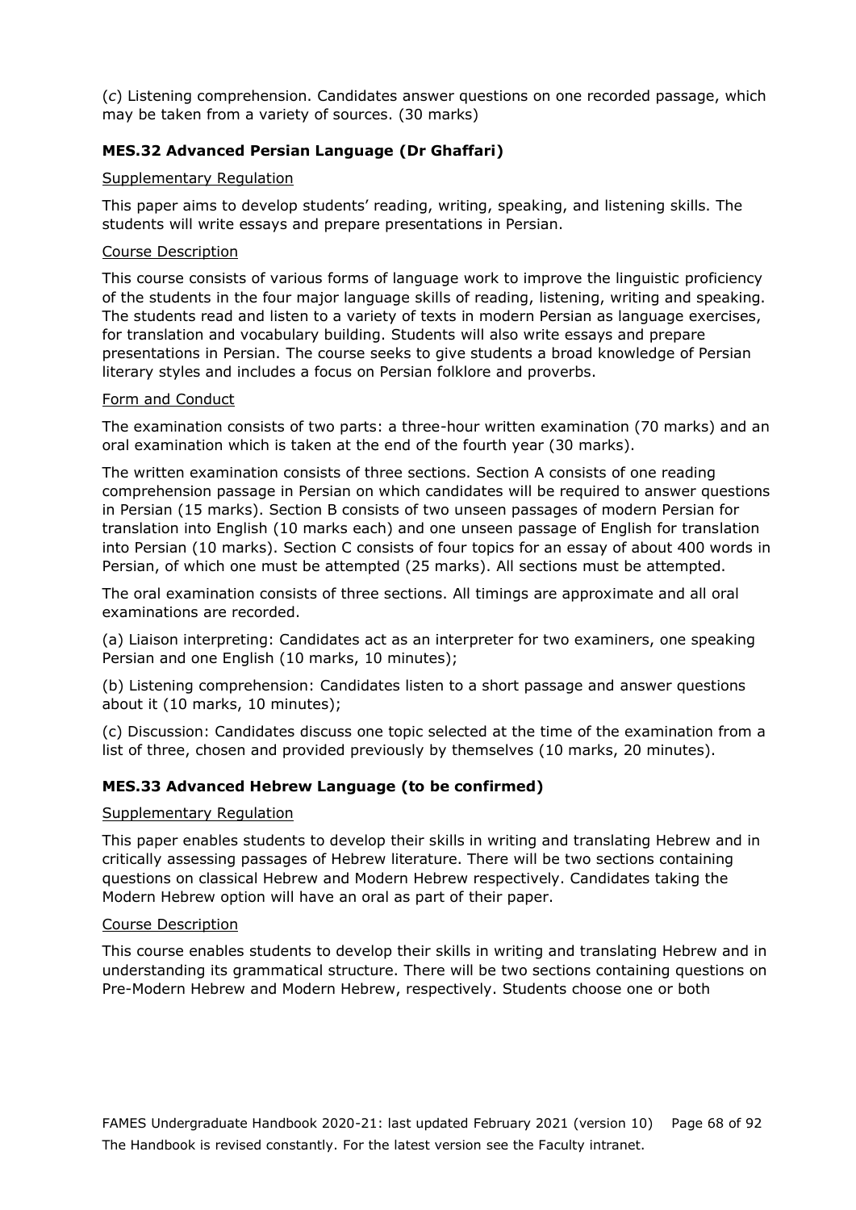(*c*) Listening comprehension. Candidates answer questions on one recorded passage, which may be taken from a variety of sources. (30 marks)

### MES.32 Advanced Persian Language (Dr Ghaffari)

Supplementary Regulation

This paper aims to develop students' reading, writing, speaking, and listening skills. The students will write essays and prepare presentations in Persian.

Course Description

This course consists of various forms of language work to improve the linguistic proficiency of the students in the four major language skills of reading, listening, writing and speaking. The students read and listen to a variety of texts in modern Persian as language exercises, for translation and vocabulary building. Students will also write essays and prepare presentations in Persian. The course seeks to give students a broad knowledge of Persian literary styles and includes a focus on Persian folklore and proverbs.

Form and Conduct

The examination consists of two parts: a three-hour written examination (70 marks) and an oral examination which is taken at the end of the fourth year (30 marks).

The written examination consists of three sections. Section A consists of one reading comprehension passage in Persian on which candidates will be required to answer questions in Persian (15 marks). Section B consists of two unseen passages of modern Persian for translation into English (10 marks each) and one unseen passage of English for translation into Persian (10 marks). Section C consists of four topics for an essay of about 400 words in Persian, of which one must be attempted (25 marks). All sections must be attempted.

The oral examination consists of three sections. All timings are approximate and all oral examinations are recorded.

(a) Liaison interpreting: Candidates act as an interpreter for two examiners, one speaking Persian and one English (10 marks, 10 minutes);

(b) Listening comprehension: Candidates listen to a short passage and answer questions about it (10 marks, 10 minutes);

(c) Discussion: Candidates discuss one topic selected at the time of the examination from a list of three, chosen and provided previously by themselves (10 marks, 20 minutes).

### MES.33 Advanced Hebrew Language (to be confirmed)

Supplementary Regulation

This paper enables students to develop their skills in writing and translating Hebrew and in critically assessing passages of Hebrew literature. There will be two sections containing questions on classical Hebrew and Modern Hebrew respectively. Candidates taking the Modern Hebrew option will have an oral as part of their paper.

Course Description

This course enables students to develop their skills in writing and translating Hebrew and in understanding its grammatical structure. There will be two sections containing questions on Pre-Modern Hebrew and Modern Hebrew, respectively. Students choose one or both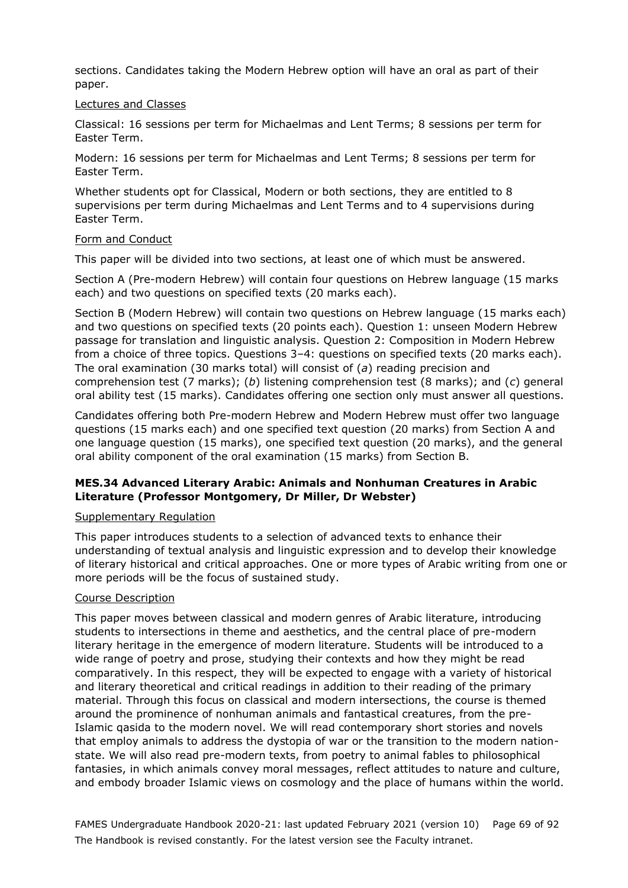sections. Candidates taking the Modern Hebrew option will have an oral as part of their paper.

Lectures and Classes

Classical: 16 sessions per term for Michaelmas and Lent Terms; 8 sessions per term for Easter Term.

Modern: 16 sessions per term for Michaelmas and Lent Terms; 8 sessions per term for Easter Term.

Whether students opt for Classical, Modern or both sections, they are entitled to 8 supervisions per term during Michaelmas and Lent Terms and to 4 supervisions during Easter Term.

Form and Conduct

This paper will be divided into two sections, at least one of which must be answered.

Section A (Pre-modern Hebrew) will contain four questions on Hebrew language (15 marks each) and two questions on specified texts (20 marks each).

Section B (Modern Hebrew) will contain two questions on Hebrew language (15 marks each) and two questions on specified texts (20 points each). Question 1: unseen Modern Hebrew passage for translation and linguistic analysis. Question 2: Composition in Modern Hebrew from a choice of three topics. Questions 3–4: questions on specified texts (20 marks each). The oral examination (30 marks total) will consist of (*a*) reading precision and comprehension test (7 marks); (*b*) listening comprehension test (8 marks); and (*c*) general oral ability test (15 marks). Candidates offering one section only must answer all questions.

Candidates offering both Pre-modern Hebrew and Modern Hebrew must offer two language questions (15 marks each) and one specified text question (20 marks) from Section A and one language question (15 marks), one specified text question (20 marks), and the general oral ability component of the oral examination (15 marks) from Section B.

### MES.34 Advanced Literary Arabic: Animals and Nonhuman Creatures in Arabic Literature (Professor Montgomery, Dr Miller, Dr Webster)

Supplementary Regulation

This paper introduces students to a selection of advanced texts to enhance their understanding of textual analysis and linguistic expression and to develop their knowledge of literary historical and critical approaches. One or more types of Arabic writing from one or more periods will be the focus of sustained study.

Course Description

This paper moves between classical and modern genres of Arabic literature, introducing students to intersections in theme and aesthetics, and the central place of pre-modern literary heritage in the emergence of modern literature. Students will be introduced to a wide range of poetry and prose, studying their contexts and how they might be read comparatively. In this respect, they will be expected to engage with a variety of historical and literary theoretical and critical readings in addition to their reading of the primary material. Through this focus on classical and modern intersections, the course is themed around the prominence of nonhuman animals and fantastical creatures, from the pre-Islamic qasida to the modern novel. We will read contemporary short stories and novels that employ animals to address the dystopia of war or the transition to the modern nation-state. We will also read pre-modern texts, from poetry to animal fables to philosophical fantasies, in which animals convey moral messages, reflect attitudes to nature and culture, and embody broader Islamic views on cosmology and the place of humans within the world.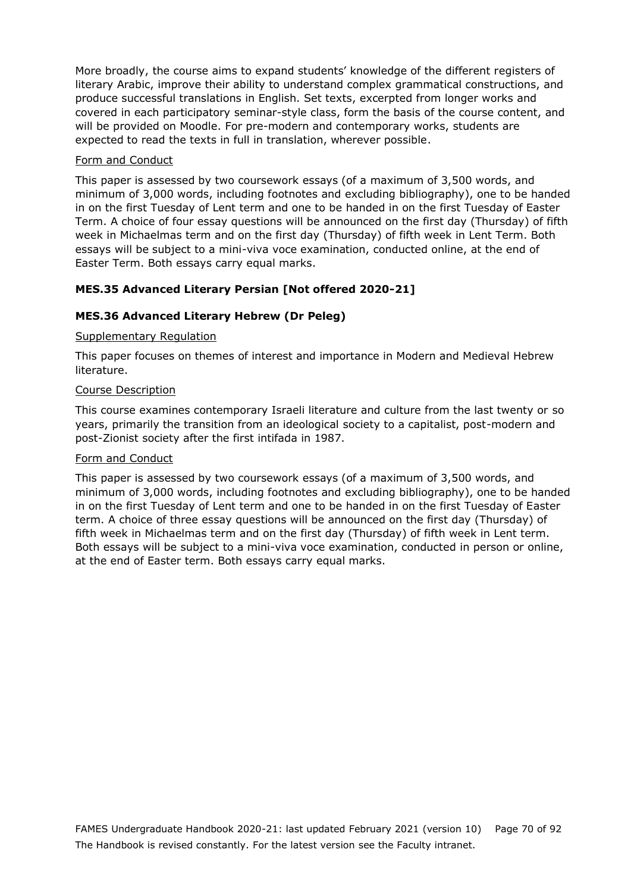More broadly, the course aims to expand students' knowledge of the different registers of literary Arabic, improve their ability to understand complex grammatical constructions, and produce successful translations in English. Set texts, excerpted from longer works and covered in each participatory seminar-style class, form the basis of the course content, and will be provided on Moodle. For pre-modern and contemporary works, students are expected to read the texts in full in translation, wherever possible.

<u>Form and Conduct</u>

This paper is assessed by two coursework essays (of a maximum of 3,500 words, and minimum of 3,000 words, including footnotes and excluding bibliography), one to be handed in on the first Tuesday of Lent term and one to be handed in on the first Tuesday of Easter Term. A choice of four essay questions will be announced on the first day (Thursday) of fifth week in Michaelmas term and on the first day (Thursday) of fifth week in Lent Term. Both essays will be subject to a mini-viva voce examination, conducted online, at the end of Easter Term. Both essays carry equal marks.

### MES.35 Advanced Literary Persian [Not offered 2020-21]

### MES.36 Advanced Literary Hebrew (Dr Peleg)

<u>Supplementary Regulation</u>

This paper focuses on themes of interest and importance in Modern and Medieval Hebrew literature.

<u>Course Description</u>

This course examines contemporary Israeli literature and culture from the last twenty or so years, primarily the transition from an ideological society to a capitalist, post-modern and post-Zionist society after the first intifada in 1987.

<u>Form and Conduct</u>

This paper is assessed by two coursework essays (of a maximum of 3,500 words, and minimum of 3,000 words, including footnotes and excluding bibliography), one to be handed in on the first Tuesday of Lent term and one to be handed in on the first Tuesday of Easter term. A choice of three essay questions will be announced on the first day (Thursday) of fifth week in Michaelmas term and on the first day (Thursday) of fifth week in Lent term. Both essays will be subject to a mini-viva voce examination, conducted in person or online, at the end of Easter term. Both essays carry equal marks.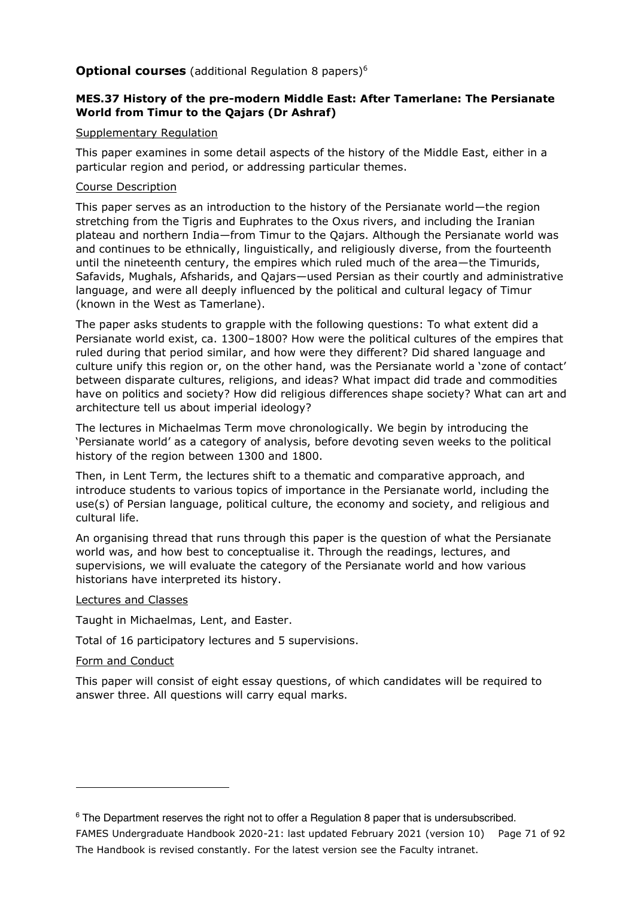## **Optional courses** (additional Regulation 8 papers)[6]

### MES.37 History of the pre-modern Middle East: After Tamerlane: The Persianate World from Timur to the Qajars (Dr Ashraf)

<u>Supplementary Regulation</u>

This paper examines in some detail aspects of the history of the Middle East, either in a particular region and period, or addressing particular themes.

<u>Course Description</u>

This paper serves as an introduction to the history of the Persianate world—the region stretching from the Tigris and Euphrates to the Oxus rivers, and including the Iranian plateau and northern India—from Timur to the Qajars. Although the Persianate world was and continues to be ethnically, linguistically, and religiously diverse, from the fourteenth until the nineteenth century, the empires which ruled much of the area—the Timurids, Safavids, Mughals, Afsharids, and Qajars—used Persian as their courtly and administrative language, and were all deeply influenced by the political and cultural legacy of Timur (known in the West as Tamerlane).

The paper asks students to grapple with the following questions: To what extent did a Persianate world exist, ca. 1300–1800? How were the political cultures of the empires that ruled during that period similar, and how were they different? Did shared language and culture unify this region or, on the other hand, was the Persianate world a 'zone of contact' between disparate cultures, religions, and ideas? What impact did trade and commodities have on politics and society? How did religious differences shape society? What can art and architecture tell us about imperial ideology?

The lectures in Michaelmas Term move chronologically. We begin by introducing the 'Persianate world' as a category of analysis, before devoting seven weeks to the political history of the region between 1300 and 1800.

Then, in Lent Term, the lectures shift to a thematic and comparative approach, and introduce students to various topics of importance in the Persianate world, including the use(s) of Persian language, political culture, the economy and society, and religious and cultural life.

An organising thread that runs through this paper is the question of what the Persianate world was, and how best to conceptualise it. Through the readings, lectures, and supervisions, we will evaluate the category of the Persianate world and how various historians have interpreted its history.

<u>Lectures and Classes</u>

Taught in Michaelmas, Lent, and Easter.

Total of 16 participatory lectures and 5 supervisions.

<u>Form and Conduct</u>

This paper will consist of eight essay questions, of which candidates will be required to answer three. All questions will carry equal marks.

---

[6] The Department reserves the right not to offer a Regulation 8 paper that is undersubscribed.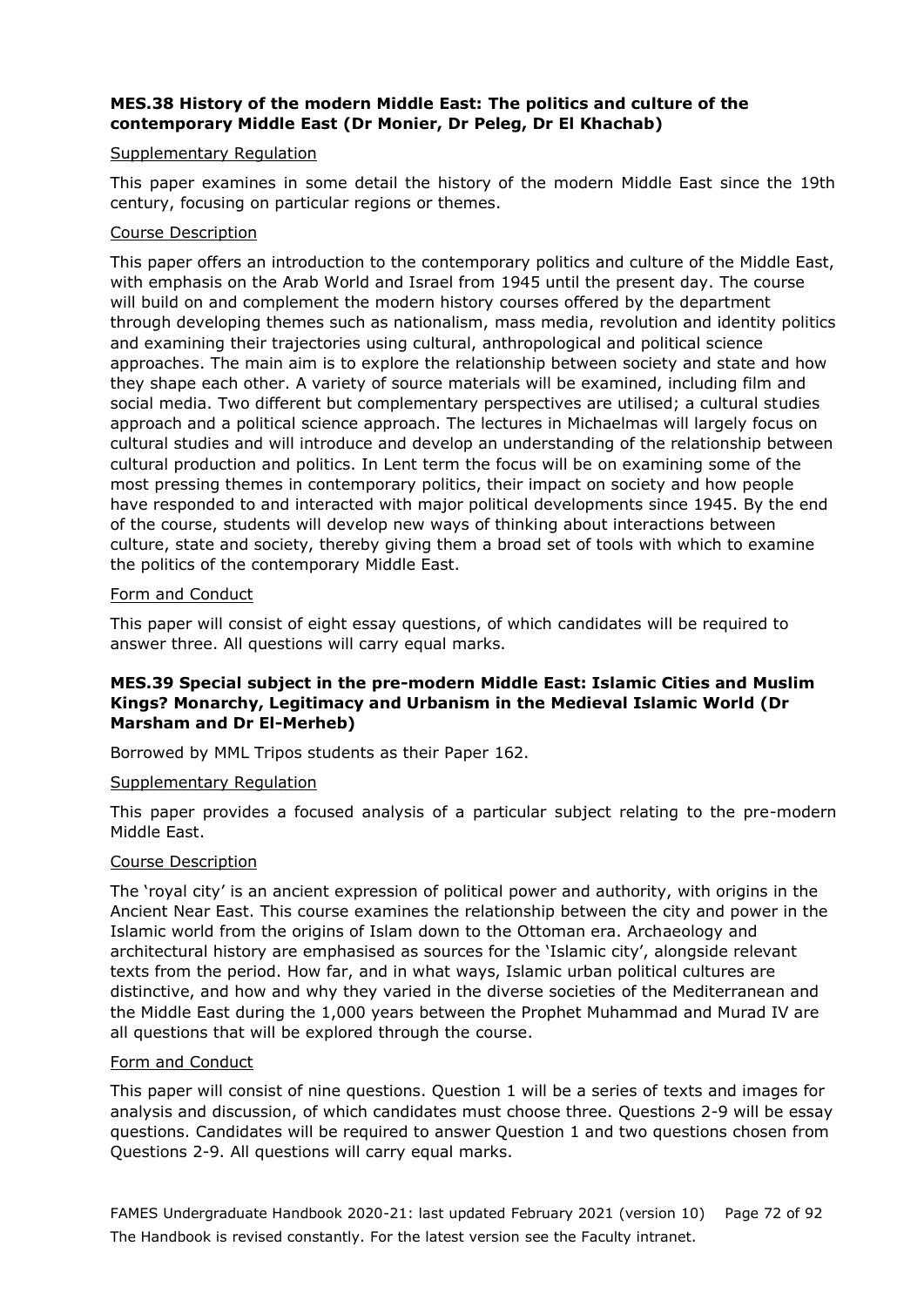**MES.38 History of the modern Middle East: The politics and culture of the contemporary Middle East (Dr Monier, Dr Peleg, Dr El Khachab)**

Supplementary Regulation

This paper examines in some detail the history of the modern Middle East since the 19th century, focusing on particular regions or themes.

Course Description

This paper offers an introduction to the contemporary politics and culture of the Middle East, with emphasis on the Arab World and Israel from 1945 until the present day. The course will build on and complement the modern history courses offered by the department through developing themes such as nationalism, mass media, revolution and identity politics and examining their trajectories using cultural, anthropological and political science approaches. The main aim is to explore the relationship between society and state and how they shape each other. A variety of source materials will be examined, including film and social media. Two different but complementary perspectives are utilised; a cultural studies approach and a political science approach. The lectures in Michaelmas will largely focus on cultural studies and will introduce and develop an understanding of the relationship between cultural production and politics. In Lent term the focus will be on examining some of the most pressing themes in contemporary politics, their impact on society and how people have responded to and interacted with major political developments since 1945. By the end of the course, students will develop new ways of thinking about interactions between culture, state and society, thereby giving them a broad set of tools with which to examine the politics of the contemporary Middle East.

Form and Conduct

This paper will consist of eight essay questions, of which candidates will be required to answer three. All questions will carry equal marks.

**MES.39 Special subject in the pre-modern Middle East: Islamic Cities and Muslim Kings? Monarchy, Legitimacy and Urbanism in the Medieval Islamic World (Dr Marsham and Dr El-Merheb)**

Borrowed by MML Tripos students as their Paper 162.

Supplementary Regulation

This paper provides a focused analysis of a particular subject relating to the pre-modern Middle East.

Course Description

The 'royal city' is an ancient expression of political power and authority, with origins in the Ancient Near East. This course examines the relationship between the city and power in the Islamic world from the origins of Islam down to the Ottoman era. Archaeology and architectural history are emphasised as sources for the 'Islamic city', alongside relevant texts from the period. How far, and in what ways, Islamic urban political cultures are distinctive, and how and why they varied in the diverse societies of the Mediterranean and the Middle East during the 1,000 years between the Prophet Muhammad and Murad IV are all questions that will be explored through the course.

Form and Conduct

This paper will consist of nine questions. Question 1 will be a series of texts and images for analysis and discussion, of which candidates must choose three. Questions 2-9 will be essay questions. Candidates will be required to answer Question 1 and two questions chosen from Questions 2-9. All questions will carry equal marks.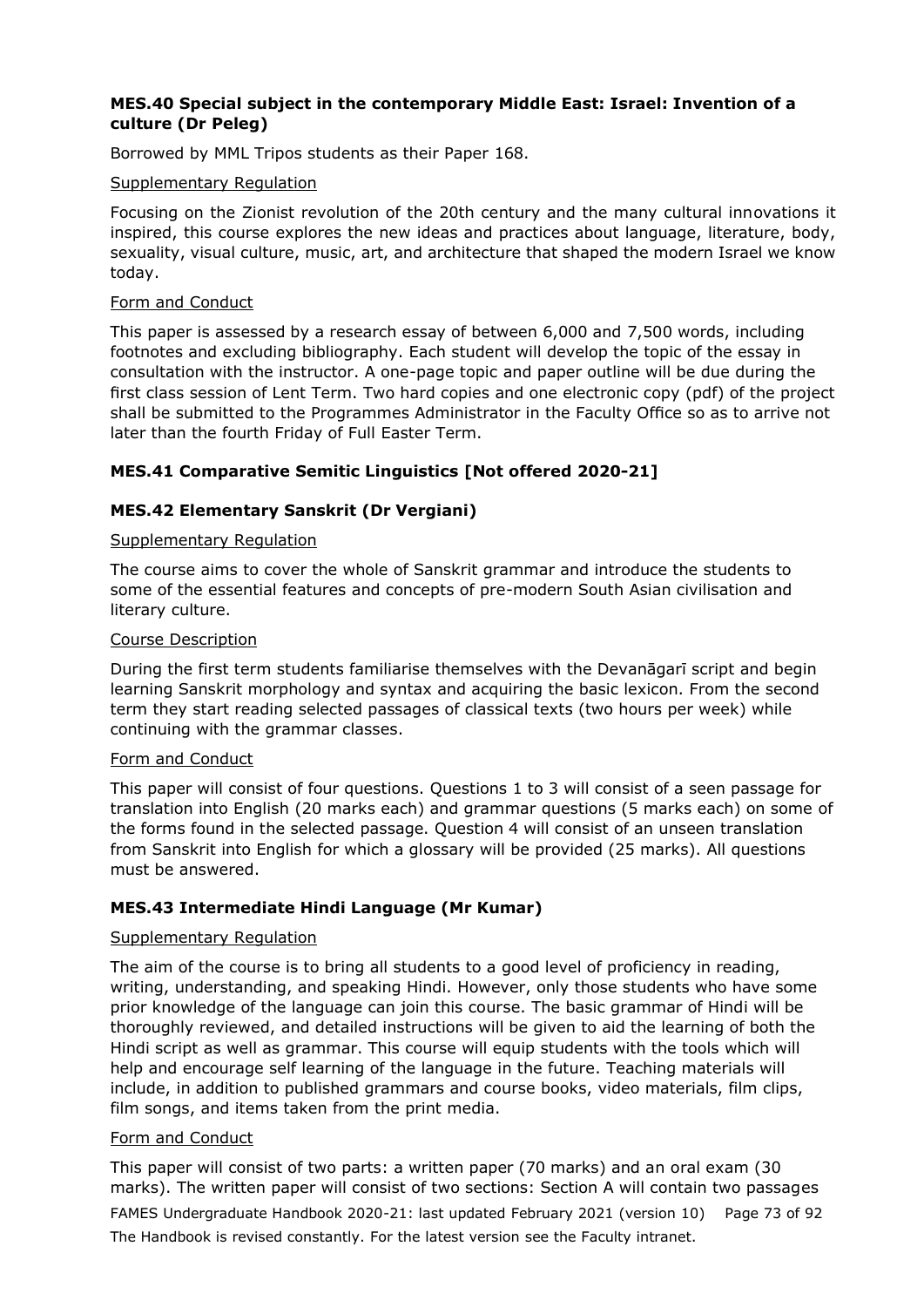### MES.40 Special subject in the contemporary Middle East: Israel: Invention of a culture (Dr Peleg)

Borrowed by MML Tripos students as their Paper 168.

Supplementary Regulation

Focusing on the Zionist revolution of the 20th century and the many cultural innovations it inspired, this course explores the new ideas and practices about language, literature, body, sexuality, visual culture, music, art, and architecture that shaped the modern Israel we know today.

Form and Conduct

This paper is assessed by a research essay of between 6,000 and 7,500 words, including footnotes and excluding bibliography. Each student will develop the topic of the essay in consultation with the instructor. A one-page topic and paper outline will be due during the first class session of Lent Term. Two hard copies and one electronic copy (pdf) of the project shall be submitted to the Programmes Administrator in the Faculty Office so as to arrive not later than the fourth Friday of Full Easter Term.

### MES.41 Comparative Semitic Linguistics [Not offered 2020-21]

### MES.42 Elementary Sanskrit (Dr Vergiani)

Supplementary Regulation

The course aims to cover the whole of Sanskrit grammar and introduce the students to some of the essential features and concepts of pre-modern South Asian civilisation and literary culture.

Course Description

During the first term students familiarise themselves with the Devanāgarī script and begin learning Sanskrit morphology and syntax and acquiring the basic lexicon. From the second term they start reading selected passages of classical texts (two hours per week) while continuing with the grammar classes.

Form and Conduct

This paper will consist of four questions. Questions 1 to 3 will consist of a seen passage for translation into English (20 marks each) and grammar questions (5 marks each) on some of the forms found in the selected passage. Question 4 will consist of an unseen translation from Sanskrit into English for which a glossary will be provided (25 marks). All questions must be answered.

### MES.43 Intermediate Hindi Language (Mr Kumar)

Supplementary Regulation

The aim of the course is to bring all students to a good level of proficiency in reading, writing, understanding, and speaking Hindi. However, only those students who have some prior knowledge of the language can join this course. The basic grammar of Hindi will be thoroughly reviewed, and detailed instructions will be given to aid the learning of both the Hindi script as well as grammar. This course will equip students with the tools which will help and encourage self learning of the language in the future. Teaching materials will include, in addition to published grammars and course books, video materials, film clips, film songs, and items taken from the print media.

Form and Conduct

This paper will consist of two parts: a written paper (70 marks) and an oral exam (30 marks). The written paper will consist of two sections: Section A will contain two passages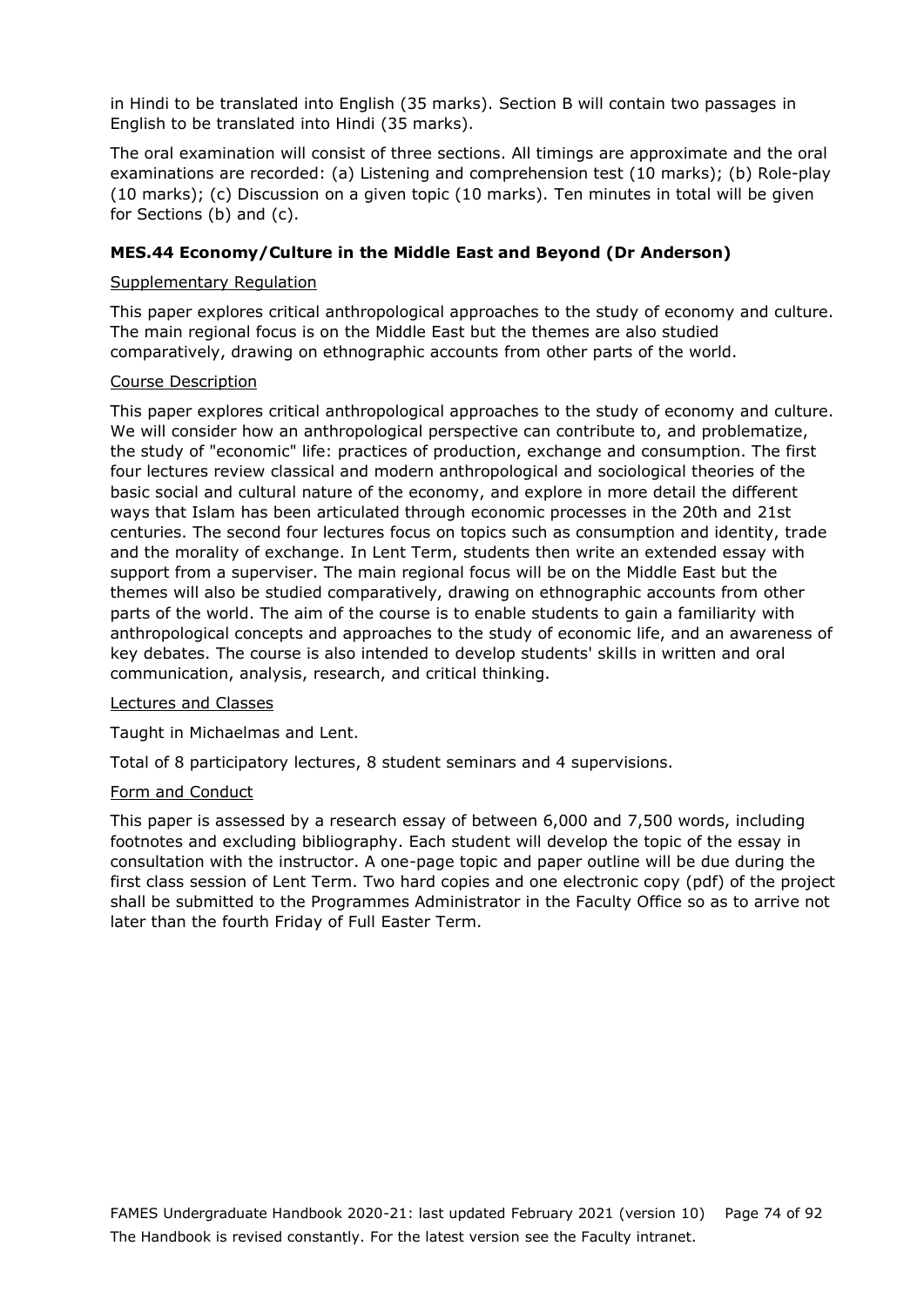in Hindi to be translated into English (35 marks). Section B will contain two passages in English to be translated into Hindi (35 marks).

The oral examination will consist of three sections. All timings are approximate and the oral examinations are recorded: (a) Listening and comprehension test (10 marks); (b) Role-play (10 marks); (c) Discussion on a given topic (10 marks). Ten minutes in total will be given for Sections (b) and (c).

### MES.44 Economy/Culture in the Middle East and Beyond (Dr Anderson)

Supplementary Regulation

This paper explores critical anthropological approaches to the study of economy and culture. The main regional focus is on the Middle East but the themes are also studied comparatively, drawing on ethnographic accounts from other parts of the world.

Course Description

This paper explores critical anthropological approaches to the study of economy and culture. We will consider how an anthropological perspective can contribute to, and problematize, the study of "economic" life: practices of production, exchange and consumption. The first four lectures review classical and modern anthropological and sociological theories of the basic social and cultural nature of the economy, and explore in more detail the different ways that Islam has been articulated through economic processes in the 20th and 21st centuries. The second four lectures focus on topics such as consumption and identity, trade and the morality of exchange. In Lent Term, students then write an extended essay with support from a superviser. The main regional focus will be on the Middle East but the themes will also be studied comparatively, drawing on ethnographic accounts from other parts of the world. The aim of the course is to enable students to gain a familiarity with anthropological concepts and approaches to the study of economic life, and an awareness of key debates. The course is also intended to develop students' skills in written and oral communication, analysis, research, and critical thinking.

Lectures and Classes

Taught in Michaelmas and Lent.

Total of 8 participatory lectures, 8 student seminars and 4 supervisions.

Form and Conduct

This paper is assessed by a research essay of between 6,000 and 7,500 words, including footnotes and excluding bibliography. Each student will develop the topic of the essay in consultation with the instructor. A one-page topic and paper outline will be due during the first class session of Lent Term. Two hard copies and one electronic copy (pdf) of the project shall be submitted to the Programmes Administrator in the Faculty Office so as to arrive not later than the fourth Friday of Full Easter Term.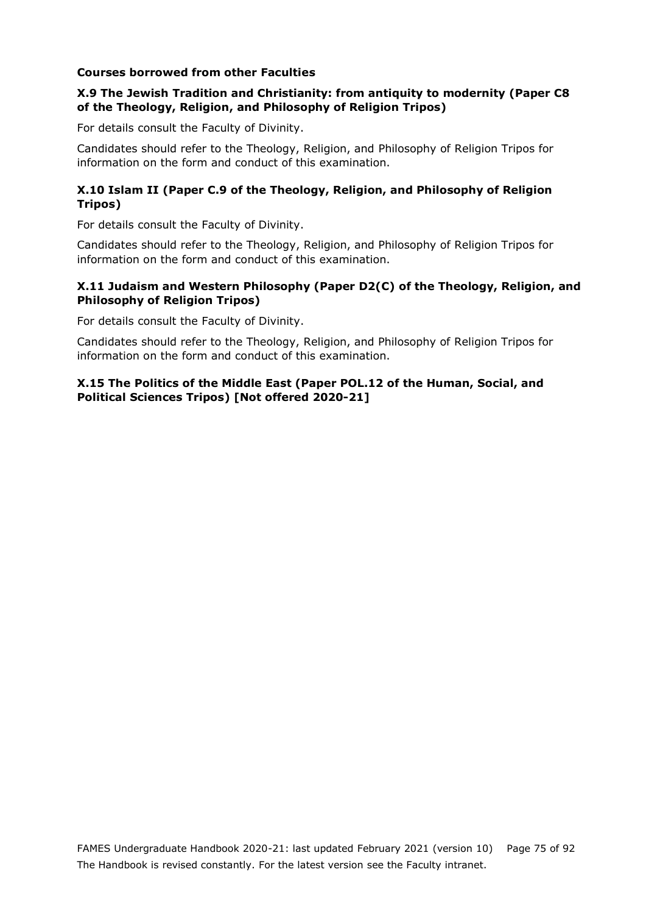**Courses borrowed from other Faculties**

**X.9 The Jewish Tradition and Christianity: from antiquity to modernity (Paper C8 of the Theology, Religion, and Philosophy of Religion Tripos)**

For details consult the Faculty of Divinity.

Candidates should refer to the Theology, Religion, and Philosophy of Religion Tripos for information on the form and conduct of this examination.

**X.10 Islam II (Paper C.9 of the Theology, Religion, and Philosophy of Religion Tripos)**

For details consult the Faculty of Divinity.

Candidates should refer to the Theology, Religion, and Philosophy of Religion Tripos for information on the form and conduct of this examination.

**X.11 Judaism and Western Philosophy (Paper D2(C) of the Theology, Religion, and Philosophy of Religion Tripos)**

For details consult the Faculty of Divinity.

Candidates should refer to the Theology, Religion, and Philosophy of Religion Tripos for information on the form and conduct of this examination.

**X.15 The Politics of the Middle East (Paper POL.12 of the Human, Social, and Political Sciences Tripos) [Not offered 2020-21]**